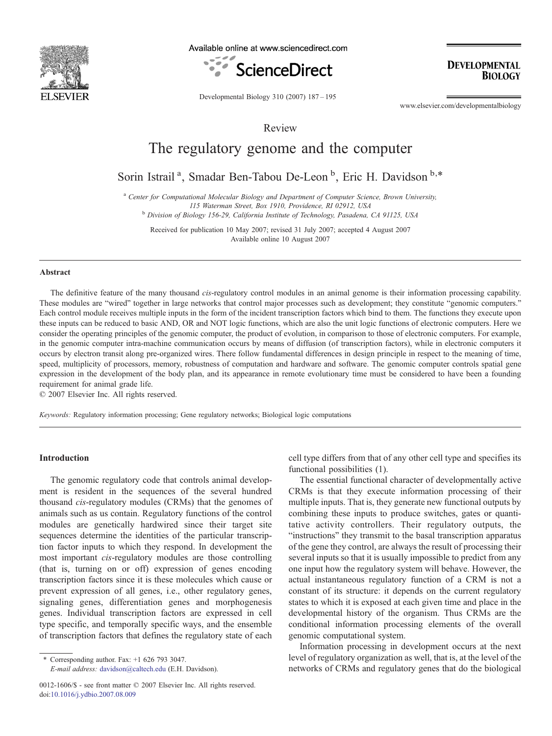Review

# The regulatory genome and the computer

Sorin Istrail [a], Smadar Ben-Tabou De-Leon [b], Eric H. Davidson [b,*]

[a] *Center for Computational Molecular Biology and Department of Computer Science, Brown University, 115 Waterman Street, Box 1910, Providence, RI 02912, USA*

[b] *Division of Biology 156-29, California Institute of Technology, Pasadena, CA 91125, USA*

Received for publication 10 May 2007; revised 31 July 2007; accepted 4 August 2007

Available online 10 August 2007

## Abstract

The definitive feature of the many thousand *cis*-regulatory control modules in an animal genome is their information processing capability. These modules are "wired" together in large networks that control major processes such as development; they constitute "genomic computers." Each control module receives multiple inputs in the form of the incident transcription factors which bind to them. The functions they execute upon these inputs can be reduced to basic AND, OR and NOT logic functions, which are also the unit logic functions of electronic computers. Here we consider the operating principles of the genomic computer, the product of evolution, in comparison to those of electronic computers. For example, in the genomic computer intra-machine communication occurs by means of diffusion (of transcription factors), while in electronic computers it occurs by electron transit along pre-organized wires. There follow fundamental differences in design principle in respect to the meaning of time, speed, multiplicity of processors, memory, robustness of computation and hardware and software. The genomic computer controls spatial gene expression in the development of the body plan, and its appearance in remote evolutionary time must be considered to have been a founding requirement for animal grade life.

© 2007 Elsevier Inc. All rights reserved.

*Keywords:* Regulatory information processing; Gene regulatory networks; Biological logic computations

## Introduction

The genomic regulatory code that controls animal development is resident in the sequences of the several hundred thousand *cis*-regulatory modules (CRMs) that the genomes of animals such as us contain. Regulatory functions of the control modules are genetically hardwired since their target site sequences determine the identities of the particular transcription factor inputs to which they respond. In development the most important *cis*-regulatory modules are those controlling (that is, turning on or off) expression of genes encoding transcription factors since it is these molecules which cause or prevent expression of all genes, i.e., other regulatory genes, signaling genes, differentiation genes and morphogenesis genes. Individual transcription factors are expressed in cell type specific, and temporally specific ways, and the ensemble of transcription factors that defines the regulatory state of each cell type differs from that of any other cell type and specifies its functional possibilities (1).

The essential functional character of developmentally active CRMs is that they execute information processing of their multiple inputs. That is, they generate new functional outputs by combining these inputs to produce switches, gates or quantitative activity controllers. Their regulatory outputs, the "instructions" they transmit to the basal transcription apparatus of the gene they control, are always the result of processing their several inputs so that it is usually impossible to predict from any one input how the regulatory system will behave. However, the actual instantaneous regulatory function of a CRM is not a constant of its structure: it depends on the current regulatory states to which it is exposed at each given time and place in the developmental history of the organism. Thus CRMs are the conditional information processing elements of the overall genomic computational system.

Information processing in development occurs at the next level of regulatory organization as well, that is, at the level of the networks of CRMs and regulatory genes that do the biological

\* Corresponding author. Fax: +1 626 793 3047.
*E-mail address:* davidson@caltech.edu (E.H. Davidson).

0012-1606/$ - see front matter © 2007 Elsevier Inc. All rights reserved.
doi:10.1016/j.ydbio.2007.08.009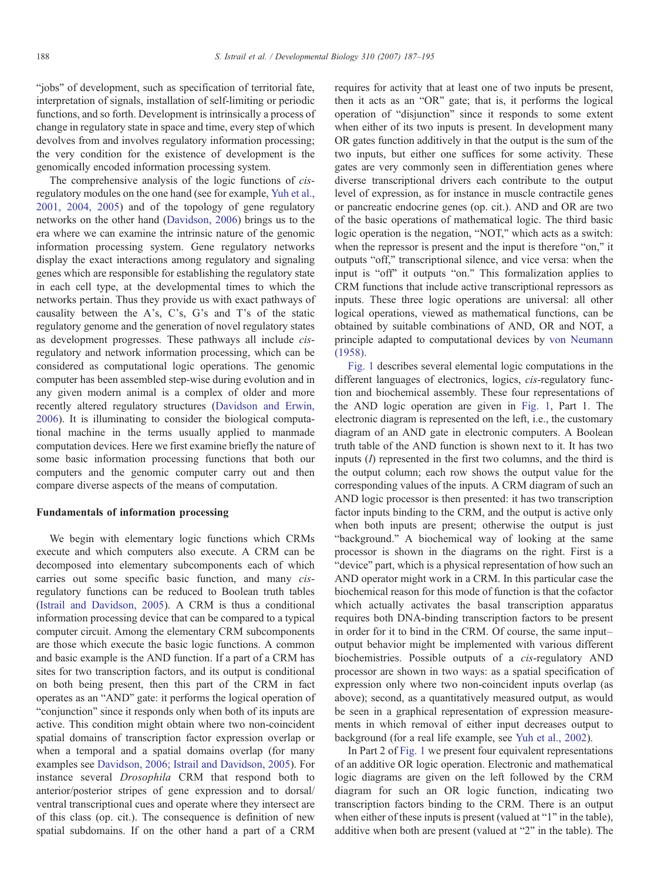"jobs" of development, such as specification of territorial fate, interpretation of signals, installation of self-limiting or periodic functions, and so forth. Development is intrinsically a process of change in regulatory state in space and time, every step of which devolves from and involves regulatory information processing; the very condition for the existence of development is the genomically encoded information processing system.

The comprehensive analysis of the logic functions of *cis*-regulatory modules on the one hand (see for example, Yuh et al., 2001, 2004, 2005) and of the topology of gene regulatory networks on the other hand (Davidson, 2006) brings us to the era where we can examine the intrinsic nature of the genomic information processing system. Gene regulatory networks display the exact interactions among regulatory and signaling genes which are responsible for establishing the regulatory state in each cell type, at the developmental times to which the networks pertain. Thus they provide us with exact pathways of causality between the A's, C's, G's and T's of the static regulatory genome and the generation of novel regulatory states as development progresses. These pathways all include *cis*-regulatory and network information processing, which can be considered as computational logic operations. The genomic computer has been assembled step-wise during evolution and in any given modern animal is a complex of older and more recently altered regulatory structures (Davidson and Erwin, 2006). It is illuminating to consider the biological computational machine in the terms usually applied to manmade computation devices. Here we first examine briefly the nature of some basic information processing functions that both our computers and the genomic computer carry out and then compare diverse aspects of the means of computation.

## Fundamentals of information processing

We begin with elementary logic functions which CRMs execute and which computers also execute. A CRM can be decomposed into elementary subcomponents each of which carries out some specific basic function, and many *cis*-regulatory functions can be reduced to Boolean truth tables (Istrail and Davidson, 2005). A CRM is thus a conditional information processing device that can be compared to a typical computer circuit. Among the elementary CRM subcomponents are those which execute the basic logic functions. A common and basic example is the AND function. If a part of a CRM has sites for two transcription factors, and its output is conditional on both being present, then this part of the CRM in fact operates as an "AND" gate: it performs the logical operation of "conjunction" since it responds only when both of its inputs are active. This condition might obtain where two non-coincident spatial domains of transcription factor expression overlap or when a temporal and a spatial domains overlap (for many examples see Davidson, 2006; Istrail and Davidson, 2005). For instance several *Drosophila* CRM that respond both to anterior/posterior stripes of gene expression and to dorsal/ventral transcriptional cues and operate where they intersect are of this class (op. cit.). The consequence is definition of new spatial subdomains. If on the other hand a part of a CRM requires for activity that at least one of two inputs be present, then it acts as an "OR" gate; that is, it performs the logical operation of "disjunction" since it responds to some extent when either of its two inputs is present. In development many OR gates function additively in that the output is the sum of the two inputs, but either one suffices for some activity. These gates are very commonly seen in differentiation genes where diverse transcriptional drivers each contribute to the output level of expression, as for instance in muscle contractile genes or pancreatic endocrine genes (op. cit.). AND and OR are two of the basic operations of mathematical logic. The third basic logic operation is the negation, "NOT," which acts as a switch: when the repressor is present and the input is therefore "on," it outputs "off," transcriptional silence, and vice versa: when the input is "off" it outputs "on." This formalization applies to CRM functions that include active transcriptional repressors as inputs. These three logic operations are universal: all other logical operations, viewed as mathematical functions, can be obtained by suitable combinations of AND, OR and NOT, a principle adapted to computational devices by von Neumann (1958).

Fig. 1 describes several elemental logic computations in the different languages of electronics, logics, *cis*-regulatory function and biochemical assembly. These four representations of the AND logic operation are given in Fig. 1, Part 1. The electronic diagram is represented on the left, i.e., the customary diagram of an AND gate in electronic computers. A Boolean truth table of the AND function is shown next to it. It has two inputs (*I*) represented in the first two columns, and the third is the output column; each row shows the output value for the corresponding values of the inputs. A CRM diagram of such an AND logic processor is then presented: it has two transcription factor inputs binding to the CRM, and the output is active only when both inputs are present; otherwise the output is just "background." A biochemical way of looking at the same processor is shown in the diagrams on the right. First is a "device" part, which is a physical representation of how such an AND operator might work in a CRM. In this particular case the biochemical reason for this mode of function is that the cofactor which actually activates the basal transcription apparatus requires both DNA-binding transcription factors to be present in order for it to bind in the CRM. Of course, the same input–output behavior might be implemented with various different biochemistries. Possible outputs of a *cis*-regulatory AND processor are shown in two ways: as a spatial specification of expression only where two non-coincident inputs overlap (as above); second, as a quantitatively measured output, as would be seen in a graphical representation of expression measurements in which removal of either input decreases output to background (for a real life example, see Yuh et al., 2002).

In Part 2 of Fig. 1 we present four equivalent representations of an additive OR logic operation. Electronic and mathematical logic diagrams are given on the left followed by the CRM diagram for such an OR logic function, indicating two transcription factors binding to the CRM. There is an output when either of these inputs is present (valued at "1" in the table), additive when both are present (valued at "2" in the table). The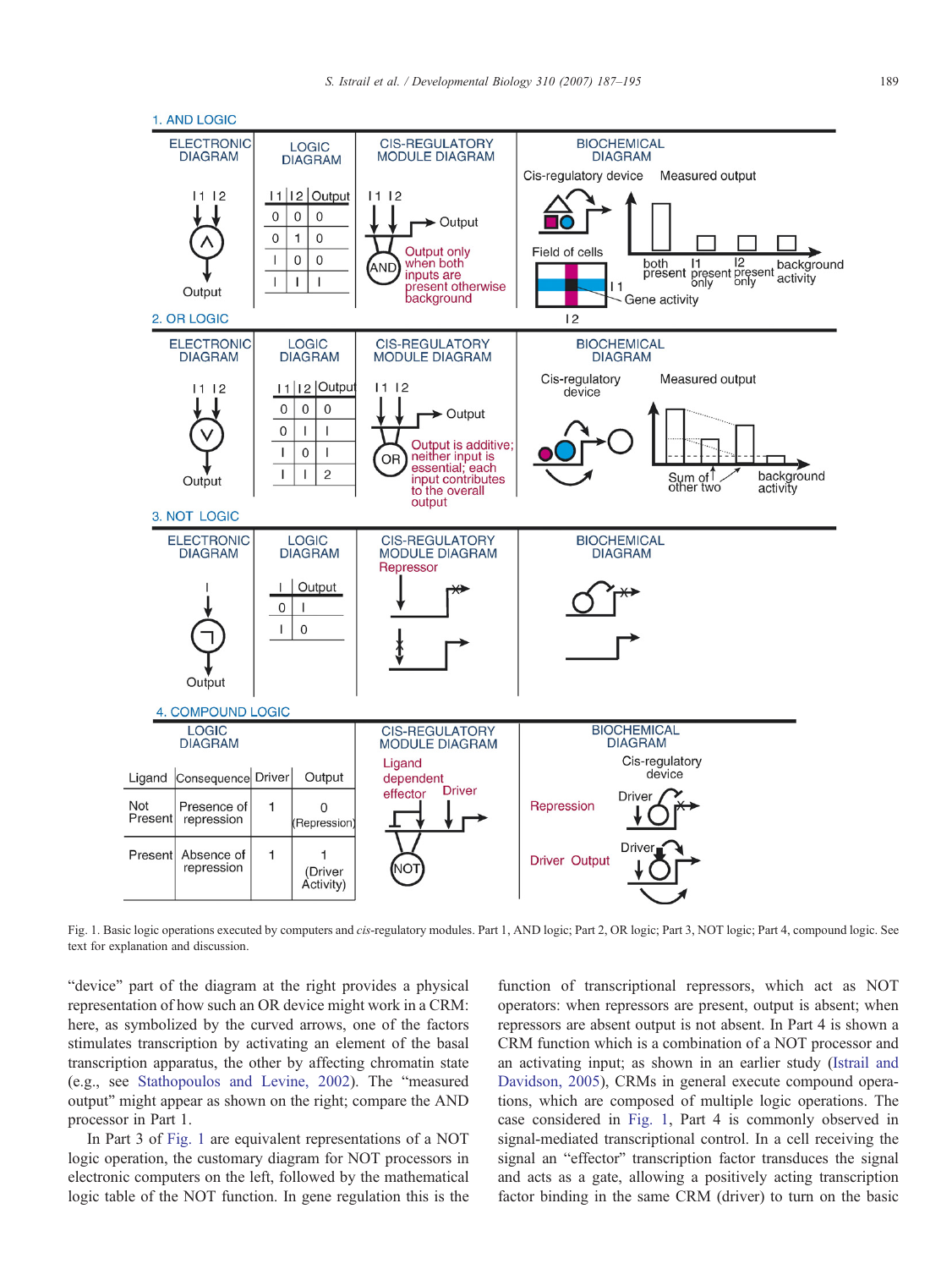Fig. 1. Basic logic operations executed by computers and *cis*-regulatory modules. Part 1, AND logic; Part 2, OR logic; Part 3, NOT logic; Part 4, compound logic. See text for explanation and discussion.

"device" part of the diagram at the right provides a physical representation of how such an OR device might work in a CRM: here, as symbolized by the curved arrows, one of the factors stimulates transcription by activating an element of the basal transcription apparatus, the other by affecting chromatin state (e.g., see Stathopoulos and Levine, 2002). The "measured output" might appear as shown on the right; compare the AND processor in Part 1.

In Part 3 of Fig. 1 are equivalent representations of a NOT logic operation, the customary diagram for NOT processors in electronic computers on the left, followed by the mathematical logic table of the NOT function. In gene regulation this is the function of transcriptional repressors, which act as NOT operators: when repressors are present, output is absent; when repressors are absent output is not absent. In Part 4 is shown a CRM function which is a combination of a NOT processor and an activating input; as shown in an earlier study (Istrail and Davidson, 2005), CRMs in general execute compound operations, which are composed of multiple logic operations. The case considered in Fig. 1, Part 4 is commonly observed in signal-mediated transcriptional control. In a cell receiving the signal an "effector" transcription factor transduces the signal and acts as a gate, allowing a positively acting transcription factor binding in the same CRM (driver) to turn on the basic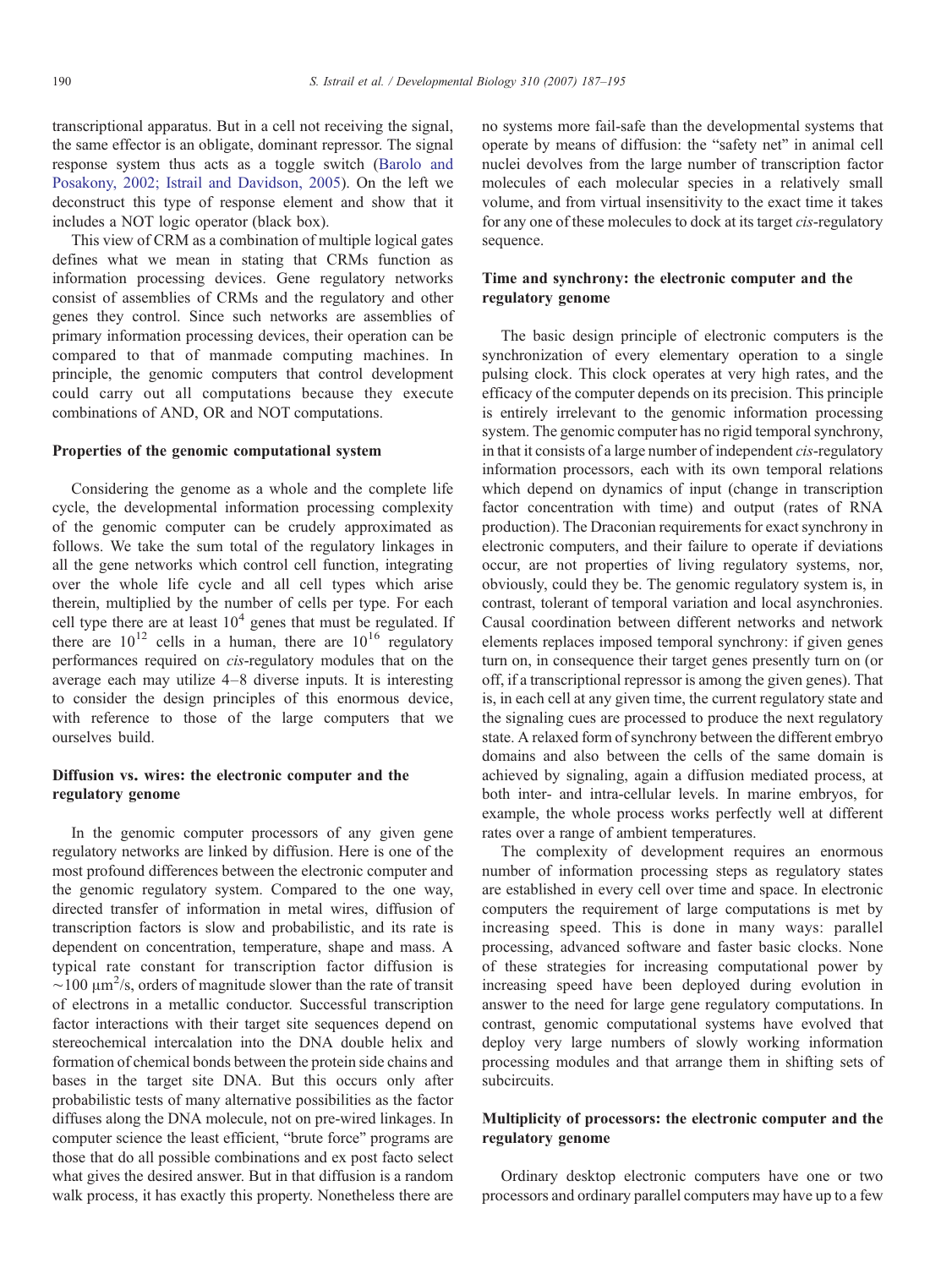transcriptional apparatus. But in a cell not receiving the signal, the same effector is an obligate, dominant repressor. The signal response system thus acts as a toggle switch (Barolo and Posakony, 2002; Istrail and Davidson, 2005). On the left we deconstruct this type of response element and show that it includes a NOT logic operator (black box).

This view of CRM as a combination of multiple logical gates defines what we mean in stating that CRMs function as information processing devices. Gene regulatory networks consist of assemblies of CRMs and the regulatory and other genes they control. Since such networks are assemblies of primary information processing devices, their operation can be compared to that of manmade computing machines. In principle, the genomic computers that control development could carry out all computations because they execute combinations of AND, OR and NOT computations.

## Properties of the genomic computational system

Considering the genome as a whole and the complete life cycle, the developmental information processing complexity of the genomic computer can be crudely approximated as follows. We take the sum total of the regulatory linkages in all the gene networks which control cell function, integrating over the whole life cycle and all cell types which arise therein, multiplied by the number of cells per type. For each cell type there are at least $10^4$ genes that must be regulated. If there are $10^{12}$ cells in a human, there are $10^{16}$ regulatory performances required on *cis*-regulatory modules that on the average each may utilize 4–8 diverse inputs. It is interesting to consider the design principles of this enormous device, with reference to those of the large computers that we ourselves build.

## Diffusion vs. wires: the electronic computer and the regulatory genome

In the genomic computer processors of any given gene regulatory networks are linked by diffusion. Here is one of the most profound differences between the electronic computer and the genomic regulatory system. Compared to the one way, directed transfer of information in metal wires, diffusion of transcription factors is slow and probabilistic, and its rate is dependent on concentration, temperature, shape and mass. A typical rate constant for transcription factor diffusion is $\sim 100\ \mu m^2/s$, orders of magnitude slower than the rate of transit of electrons in a metallic conductor. Successful transcription factor interactions with their target site sequences depend on stereochemical intercalation into the DNA double helix and formation of chemical bonds between the protein side chains and bases in the target site DNA. But this occurs only after probabilistic tests of many alternative possibilities as the factor diffuses along the DNA molecule, not on pre-wired linkages. In computer science the least efficient, "brute force" programs are those that do all possible combinations and ex post facto select what gives the desired answer. But in that diffusion is a random walk process, it has exactly this property. Nonetheless there are no systems more fail-safe than the developmental systems that operate by means of diffusion: the "safety net" in animal cell nuclei devolves from the large number of transcription factor molecules of each molecular species in a relatively small volume, and from virtual insensitivity to the exact time it takes for any one of these molecules to dock at its target *cis*-regulatory sequence.

## Time and synchrony: the electronic computer and the regulatory genome

The basic design principle of electronic computers is the synchronization of every elementary operation to a single pulsing clock. This clock operates at very high rates, and the efficacy of the computer depends on its precision. This principle is entirely irrelevant to the genomic information processing system. The genomic computer has no rigid temporal synchrony, in that it consists of a large number of independent *cis*-regulatory information processors, each with its own temporal relations which depend on dynamics of input (change in transcription factor concentration with time) and output (rates of RNA production). The Draconian requirements for exact synchrony in electronic computers, and their failure to operate if deviations occur, are not properties of living regulatory systems, nor, obviously, could they be. The genomic regulatory system is, in contrast, tolerant of temporal variation and local asynchronies. Causal coordination between different networks and network elements replaces imposed temporal synchrony: if given genes turn on, in consequence their target genes presently turn on (or off, if a transcriptional repressor is among the given genes). That is, in each cell at any given time, the current regulatory state and the signaling cues are processed to produce the next regulatory state. A relaxed form of synchrony between the different embryo domains and also between the cells of the same domain is achieved by signaling, again a diffusion mediated process, at both inter- and intra-cellular levels. In marine embryos, for example, the whole process works perfectly well at different rates over a range of ambient temperatures.

The complexity of development requires an enormous number of information processing steps as regulatory states are established in every cell over time and space. In electronic computers the requirement of large computations is met by increasing speed. This is done in many ways: parallel processing, advanced software and faster basic clocks. None of these strategies for increasing computational power by increasing speed have been deployed during evolution in answer to the need for large gene regulatory computations. In contrast, genomic computational systems have evolved that deploy very large numbers of slowly working information processing modules and that arrange them in shifting sets of subcircuits.

## Multiplicity of processors: the electronic computer and the regulatory genome

Ordinary desktop electronic computers have one or two processors and ordinary parallel computers may have up to a few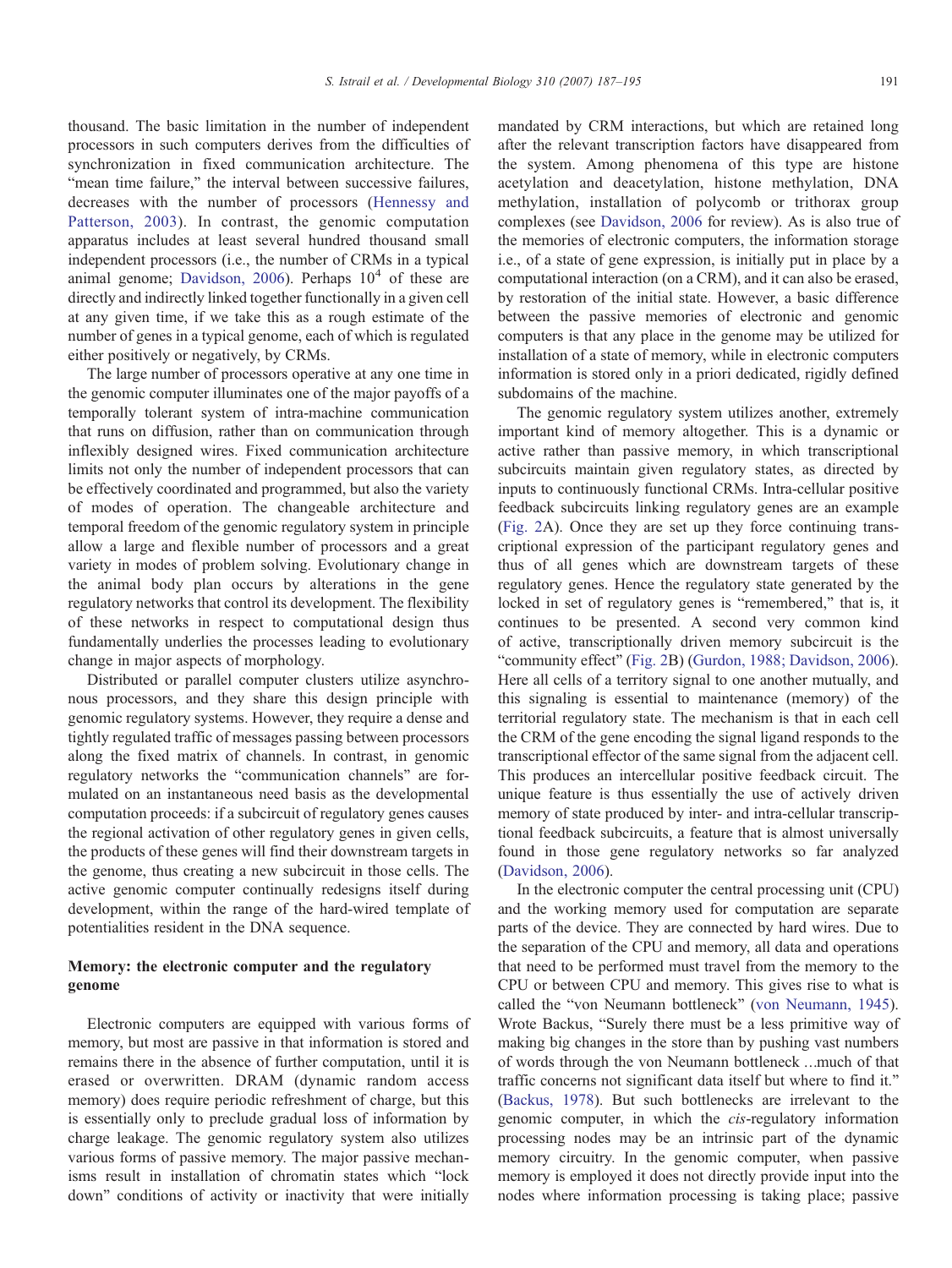thousand. The basic limitation in the number of independent processors in such computers derives from the difficulties of synchronization in fixed communication architecture. The "mean time failure," the interval between successive failures, decreases with the number of processors (Hennessy and Patterson, 2003). In contrast, the genomic computation apparatus includes at least several hundred thousand small independent processors (i.e., the number of CRMs in a typical animal genome; Davidson, 2006). Perhaps $10^4$ of these are directly and indirectly linked together functionally in a given cell at any given time, if we take this as a rough estimate of the number of genes in a typical genome, each of which is regulated either positively or negatively, by CRMs.

The large number of processors operative at any one time in the genomic computer illuminates one of the major payoffs of a temporally tolerant system of intra-machine communication that runs on diffusion, rather than on communication through inflexibly designed wires. Fixed communication architecture limits not only the number of independent processors that can be effectively coordinated and programmed, but also the variety of modes of operation. The changeable architecture and temporal freedom of the genomic regulatory system in principle allow a large and flexible number of processors and a great variety in modes of problem solving. Evolutionary change in the animal body plan occurs by alterations in the gene regulatory networks that control its development. The flexibility of these networks in respect to computational design thus fundamentally underlies the processes leading to evolutionary change in major aspects of morphology.

Distributed or parallel computer clusters utilize asynchronous processors, and they share this design principle with genomic regulatory systems. However, they require a dense and tightly regulated traffic of messages passing between processors along the fixed matrix of channels. In contrast, in genomic regulatory networks the "communication channels" are formulated on an instantaneous need basis as the developmental computation proceeds: if a subcircuit of regulatory genes causes the regional activation of other regulatory genes in given cells, the products of these genes will find their downstream targets in the genome, thus creating a new subcircuit in those cells. The active genomic computer continually redesigns itself during development, within the range of the hard-wired template of potentialities resident in the DNA sequence.

## Memory: the electronic computer and the regulatory genome

Electronic computers are equipped with various forms of memory, but most are passive in that information is stored and remains there in the absence of further computation, until it is erased or overwritten. DRAM (dynamic random access memory) does require periodic refreshment of charge, but this is essentially only to preclude gradual loss of information by charge leakage. The genomic regulatory system also utilizes various forms of passive memory. The major passive mechanisms result in installation of chromatin states which "lock down" conditions of activity or inactivity that were initially mandated by CRM interactions, but which are retained long after the relevant transcription factors have disappeared from the system. Among phenomena of this type are histone acetylation and deacetylation, histone methylation, DNA methylation, installation of polycomb or trithorax group complexes (see Davidson, 2006 for review). As is also true of the memories of electronic computers, the information storage i.e., of a state of gene expression, is initially put in place by a computational interaction (on a CRM), and it can also be erased, by restoration of the initial state. However, a basic difference between the passive memories of electronic and genomic computers is that any place in the genome may be utilized for installation of a state of memory, while in electronic computers information is stored only in a priori dedicated, rigidly defined subdomains of the machine.

The genomic regulatory system utilizes another, extremely important kind of memory altogether. This is a dynamic or active rather than passive memory, in which transcriptional subcircuits maintain given regulatory states, as directed by inputs to continuously functional CRMs. Intra-cellular positive feedback subcircuits linking regulatory genes are an example (Fig. 2A). Once they are set up they force continuing transcriptional expression of the participant regulatory genes and thus of all genes which are downstream targets of these regulatory genes. Hence the regulatory state generated by the locked in set of regulatory genes is "remembered," that is, it continues to be presented. A second very common kind of active, transcriptionally driven memory subcircuit is the "community effect" (Fig. 2B) (Gurdon, 1988; Davidson, 2006). Here all cells of a territory signal to one another mutually, and this signaling is essential to maintenance (memory) of the territorial regulatory state. The mechanism is that in each cell the CRM of the gene encoding the signal ligand responds to the transcriptional effector of the same signal from the adjacent cell. This produces an intercellular positive feedback circuit. The unique feature is thus essentially the use of actively driven memory of state produced by inter- and intra-cellular transcriptional feedback subcircuits, a feature that is almost universally found in those gene regulatory networks so far analyzed (Davidson, 2006).

In the electronic computer the central processing unit (CPU) and the working memory used for computation are separate parts of the device. They are connected by hard wires. Due to the separation of the CPU and memory, all data and operations that need to be performed must travel from the memory to the CPU or between CPU and memory. This gives rise to what is called the "von Neumann bottleneck" (von Neumann, 1945). Wrote Backus, "Surely there must be a less primitive way of making big changes in the store than by pushing vast numbers of words through the von Neumann bottleneck …much of that traffic concerns not significant data itself but where to find it." (Backus, 1978). But such bottlenecks are irrelevant to the genomic computer, in which the *cis*-regulatory information processing nodes may be an intrinsic part of the dynamic memory circuitry. In the genomic computer, when passive memory is employed it does not directly provide input into the nodes where information processing is taking place; passive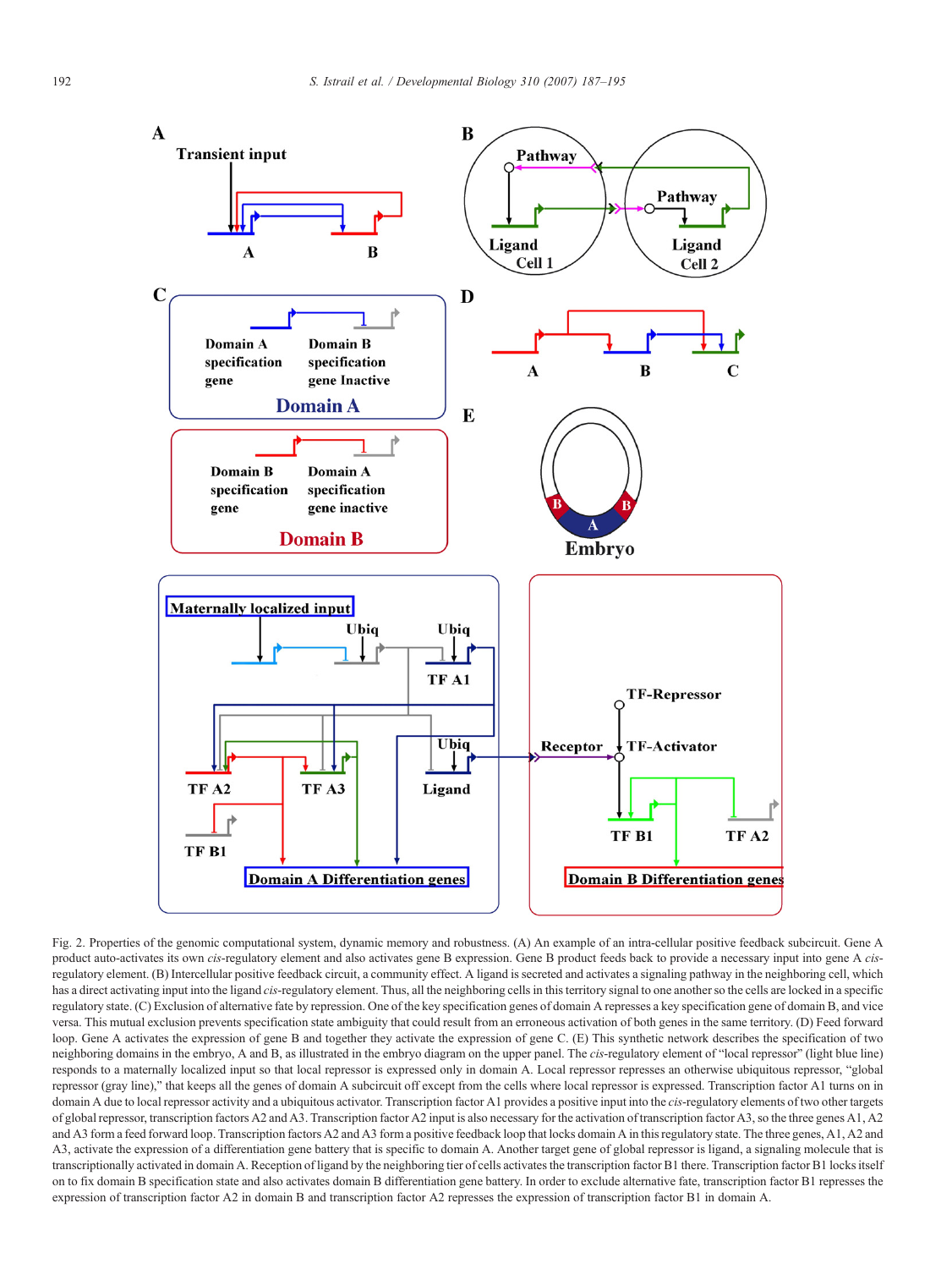Fig. 2. Properties of the genomic computational system, dynamic memory and robustness. (A) An example of an intra-cellular positive feedback subcircuit. Gene A product auto-activates its own *cis*-regulatory element and also activates gene B expression. Gene B product feeds back to provide a necessary input into gene A *cis*-regulatory element. (B) Intercellular positive feedback circuit, a community effect. A ligand is secreted and activates a signaling pathway in the neighboring cell, which has a direct activating input into the ligand *cis*-regulatory element. Thus, all the neighboring cells in this territory signal to one another so the cells are locked in a specific regulatory state. (C) Exclusion of alternative fate by repression. One of the key specification genes of domain A represses a key specification gene of domain B, and vice versa. This mutual exclusion prevents specification state ambiguity that could result from an erroneous activation of both genes in the same territory. (D) Feed forward loop. Gene A activates the expression of gene B and together they activate the expression of gene C. (E) This synthetic network describes the specification of two neighboring domains in the embryo, A and B, as illustrated in the embryo diagram on the upper panel. The *cis*-regulatory element of "local repressor" (light blue line) responds to a maternally localized input so that local repressor is expressed only in domain A. Local repressor represses an otherwise ubiquitous repressor, "global repressor (gray line)," that keeps all the genes of domain A subcircuit off except from the cells where local repressor is expressed. Transcription factor A1 turns on in domain A due to local repressor activity and a ubiquitous activator. Transcription factor A1 provides a positive input into the *cis*-regulatory elements of two other targets of global repressor, transcription factors A2 and A3. Transcription factor A2 input is also necessary for the activation of transcription factor A3, so the three genes A1, A2 and A3 form a feed forward loop. Transcription factors A2 and A3 form a positive feedback loop that locks domain A in this regulatory state. The three genes, A1, A2 and A3, activate the expression of a differentiation gene battery that is specific to domain A. Another target gene of global repressor is ligand, a signaling molecule that is transcriptionally activated in domain A. Reception of ligand by the neighboring tier of cells activates the transcription factor B1 there. Transcription factor B1 locks itself on to fix domain B specification state and also activates domain B differentiation gene battery. In order to exclude alternative fate, transcription factor B1 represses the expression of transcription factor A2 in domain B and transcription factor A2 represses the expression of transcription factor B1 in domain A.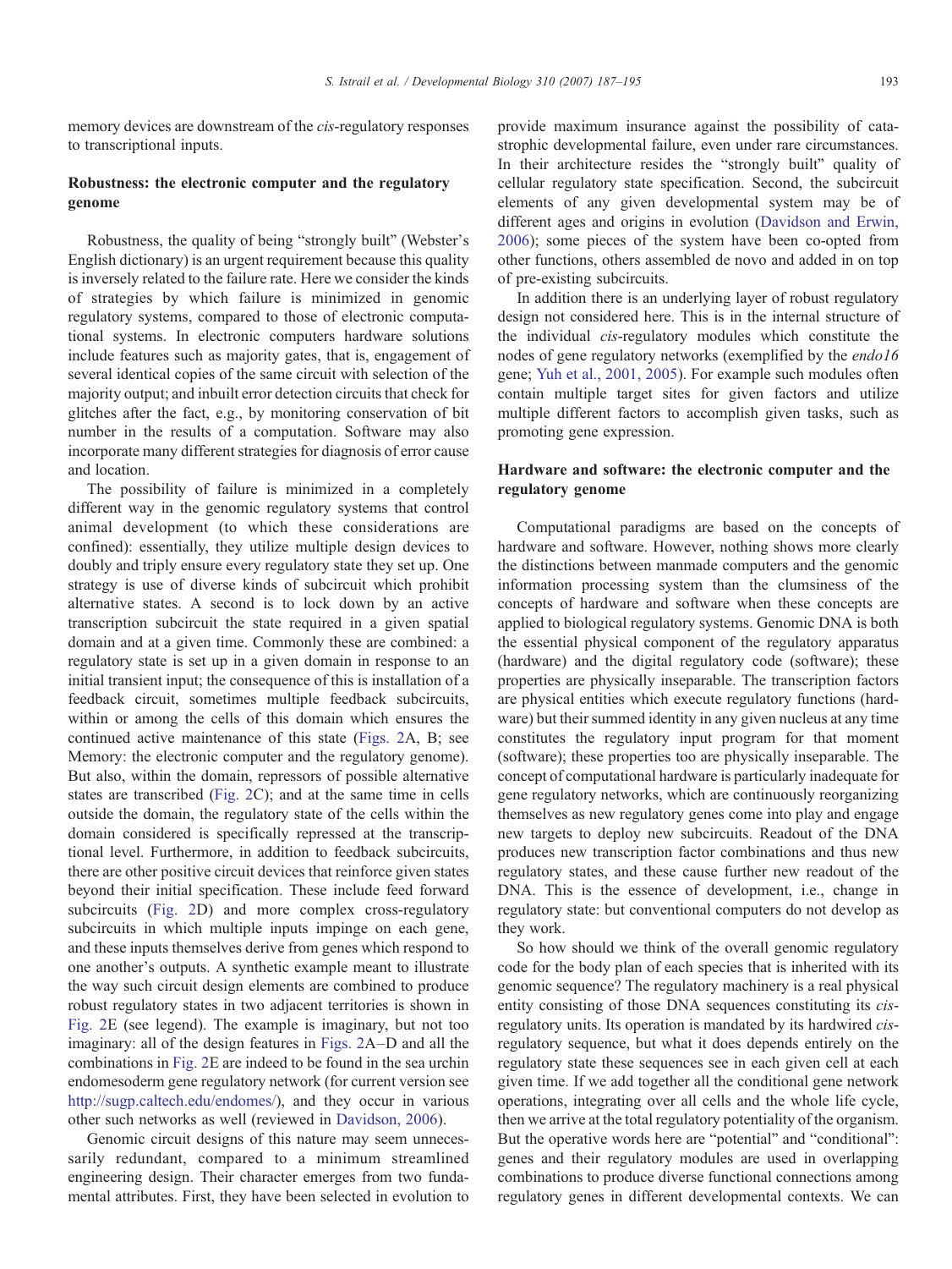memory devices are downstream of the *cis*-regulatory responses to transcriptional inputs.

## Robustness: the electronic computer and the regulatory genome

Robustness, the quality of being "strongly built" (Webster's English dictionary) is an urgent requirement because this quality is inversely related to the failure rate. Here we consider the kinds of strategies by which failure is minimized in genomic regulatory systems, compared to those of electronic computational systems. In electronic computers hardware solutions include features such as majority gates, that is, engagement of several identical copies of the same circuit with selection of the majority output; and inbuilt error detection circuits that check for glitches after the fact, e.g., by monitoring conservation of bit number in the results of a computation. Software may also incorporate many different strategies for diagnosis of error cause and location.

The possibility of failure is minimized in a completely different way in the genomic regulatory systems that control animal development (to which these considerations are confined): essentially, they utilize multiple design devices to doubly and triply ensure every regulatory state they set up. One strategy is use of diverse kinds of subcircuit which prohibit alternative states. A second is to lock down by an active transcription subcircuit the state required in a given spatial domain and at a given time. Commonly these are combined: a regulatory state is set up in a given domain in response to an initial transient input; the consequence of this is installation of a feedback circuit, sometimes multiple feedback subcircuits, within or among the cells of this domain which ensures the continued active maintenance of this state (Figs. 2A, B; see Memory: the electronic computer and the regulatory genome). But also, within the domain, repressors of possible alternative states are transcribed (Fig. 2C); and at the same time in cells outside the domain, the regulatory state of the cells within the domain considered is specifically repressed at the transcriptional level. Furthermore, in addition to feedback subcircuits, there are other positive circuit devices that reinforce given states beyond their initial specification. These include feed forward subcircuits (Fig. 2D) and more complex cross-regulatory subcircuits in which multiple inputs impinge on each gene, and these inputs themselves derive from genes which respond to one another's outputs. A synthetic example meant to illustrate the way such circuit design elements are combined to produce robust regulatory states in two adjacent territories is shown in Fig. 2E (see legend). The example is imaginary, but not too imaginary: all of the design features in Figs. 2A–D and all the combinations in Fig. 2E are indeed to be found in the sea urchin endomesoderm gene regulatory network (for current version see http://sugp.caltech.edu/endomes/), and they occur in various other such networks as well (reviewed in Davidson, 2006).

Genomic circuit designs of this nature may seem unnecessarily redundant, compared to a minimum streamlined engineering design. Their character emerges from two fundamental attributes. First, they have been selected in evolution to provide maximum insurance against the possibility of catastrophic developmental failure, even under rare circumstances. In their architecture resides the "strongly built" quality of cellular regulatory state specification. Second, the subcircuit elements of any given developmental system may be of different ages and origins in evolution (Davidson and Erwin, 2006); some pieces of the system have been co-opted from other functions, others assembled de novo and added in on top of pre-existing subcircuits.

In addition there is an underlying layer of robust regulatory design not considered here. This is in the internal structure of the individual *cis*-regulatory modules which constitute the nodes of gene regulatory networks (exemplified by the *endo16* gene; Yuh et al., 2001, 2005). For example such modules often contain multiple target sites for given factors and utilize multiple different factors to accomplish given tasks, such as promoting gene expression.

## Hardware and software: the electronic computer and the regulatory genome

Computational paradigms are based on the concepts of hardware and software. However, nothing shows more clearly the distinctions between manmade computers and the genomic information processing system than the clumsiness of the concepts of hardware and software when these concepts are applied to biological regulatory systems. Genomic DNA is both the essential physical component of the regulatory apparatus (hardware) and the digital regulatory code (software); these properties are physically inseparable. The transcription factors are physical entities which execute regulatory functions (hardware) but their summed identity in any given nucleus at any time constitutes the regulatory input program for that moment (software); these properties too are physically inseparable. The concept of computational hardware is particularly inadequate for gene regulatory networks, which are continuously reorganizing themselves as new regulatory genes come into play and engage new targets to deploy new subcircuits. Readout of the DNA produces new transcription factor combinations and thus new regulatory states, and these cause further new readout of the DNA. This is the essence of development, i.e., change in regulatory state: but conventional computers do not develop as they work.

So how should we think of the overall genomic regulatory code for the body plan of each species that is inherited with its genomic sequence? The regulatory machinery is a real physical entity consisting of those DNA sequences constituting its *cis*-regulatory units. Its operation is mandated by its hardwired *cis*-regulatory sequence, but what it does depends entirely on the regulatory state these sequences see in each given cell at each given time. If we add together all the conditional gene network operations, integrating over all cells and the whole life cycle, then we arrive at the total regulatory potentiality of the organism. But the operative words here are "potential" and "conditional": genes and their regulatory modules are used in overlapping combinations to produce diverse functional connections among regulatory genes in different developmental contexts. We can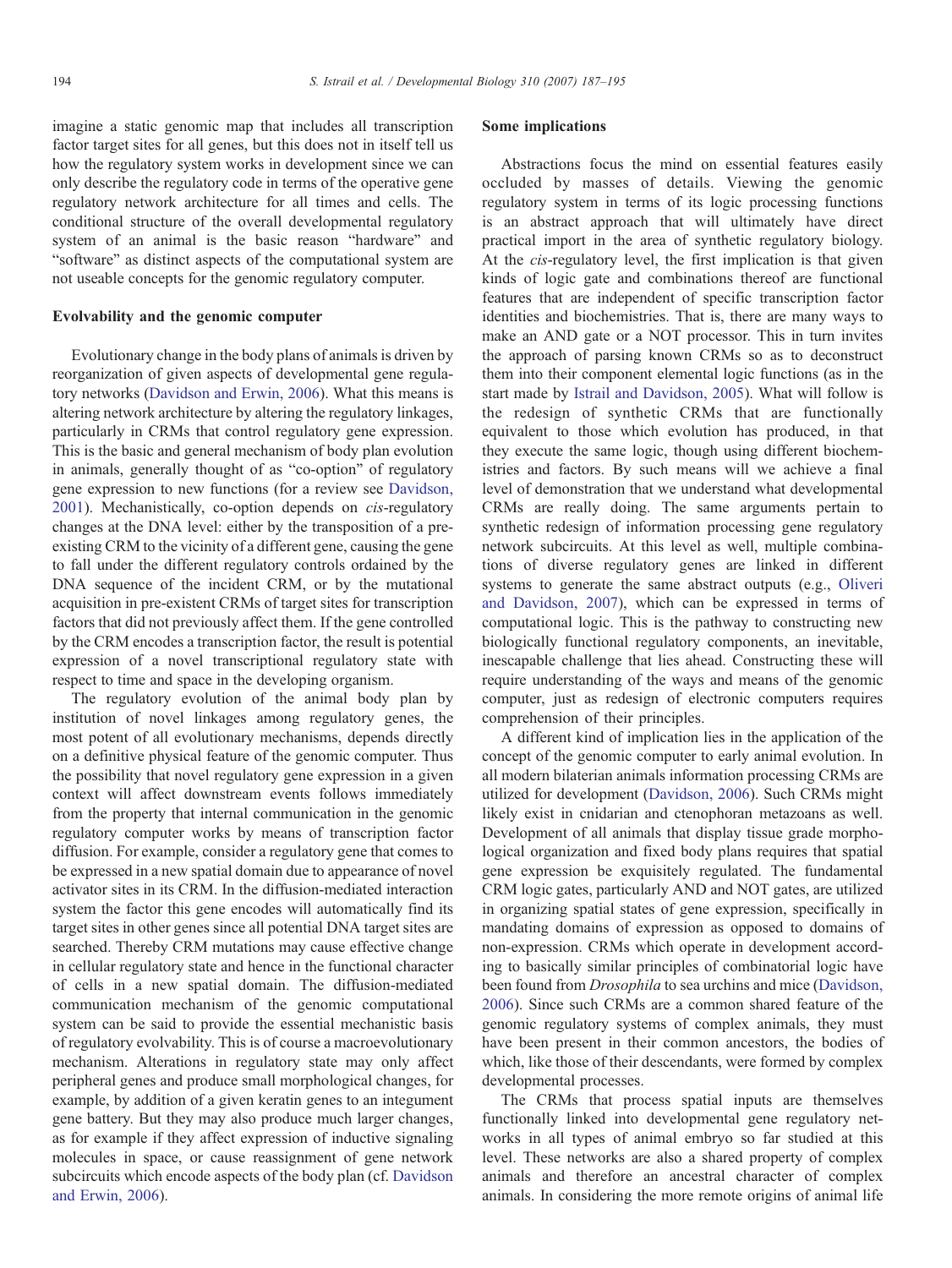imagine a static genomic map that includes all transcription factor target sites for all genes, but this does not in itself tell us how the regulatory system works in development since we can only describe the regulatory code in terms of the operative gene regulatory network architecture for all times and cells. The conditional structure of the overall developmental regulatory system of an animal is the basic reason "hardware" and "software" as distinct aspects of the computational system are not useable concepts for the genomic regulatory computer.

## Evolvability and the genomic computer

Evolutionary change in the body plans of animals is driven by reorganization of given aspects of developmental gene regulatory networks (Davidson and Erwin, 2006). What this means is altering network architecture by altering the regulatory linkages, particularly in CRMs that control regulatory gene expression. This is the basic and general mechanism of body plan evolution in animals, generally thought of as "co-option" of regulatory gene expression to new functions (for a review see Davidson, 2001). Mechanistically, co-option depends on *cis*-regulatory changes at the DNA level: either by the transposition of a preexisting CRM to the vicinity of a different gene, causing the gene to fall under the different regulatory controls ordained by the DNA sequence of the incident CRM, or by the mutational acquisition in pre-existent CRMs of target sites for transcription factors that did not previously affect them. If the gene controlled by the CRM encodes a transcription factor, the result is potential expression of a novel transcriptional regulatory state with respect to time and space in the developing organism.

The regulatory evolution of the animal body plan by institution of novel linkages among regulatory genes, the most potent of all evolutionary mechanisms, depends directly on a definitive physical feature of the genomic computer. Thus the possibility that novel regulatory gene expression in a given context will affect downstream events follows immediately from the property that internal communication in the genomic regulatory computer works by means of transcription factor diffusion. For example, consider a regulatory gene that comes to be expressed in a new spatial domain due to appearance of novel activator sites in its CRM. In the diffusion-mediated interaction system the factor this gene encodes will automatically find its target sites in other genes since all potential DNA target sites are searched. Thereby CRM mutations may cause effective change in cellular regulatory state and hence in the functional character of cells in a new spatial domain. The diffusion-mediated communication mechanism of the genomic computational system can be said to provide the essential mechanistic basis of regulatory evolvability. This is of course a macroevolutionary mechanism. Alterations in regulatory state may only affect peripheral genes and produce small morphological changes, for example, by addition of a given keratin genes to an integument gene battery. But they may also produce much larger changes, as for example if they affect expression of inductive signaling molecules in space, or cause reassignment of gene network subcircuits which encode aspects of the body plan (cf. Davidson and Erwin, 2006).

## Some implications

Abstractions focus the mind on essential features easily occluded by masses of details. Viewing the genomic regulatory system in terms of its logic processing functions is an abstract approach that will ultimately have direct practical import in the area of synthetic regulatory biology. At the *cis*-regulatory level, the first implication is that given kinds of logic gate and combinations thereof are functional features that are independent of specific transcription factor identities and biochemistries. That is, there are many ways to make an AND gate or a NOT processor. This in turn invites the approach of parsing known CRMs so as to deconstruct them into their component elemental logic functions (as in the start made by Istrail and Davidson, 2005). What will follow is the redesign of synthetic CRMs that are functionally equivalent to those which evolution has produced, in that they execute the same logic, though using different biochemistries and factors. By such means will we achieve a final level of demonstration that we understand what developmental CRMs are really doing. The same arguments pertain to synthetic redesign of information processing gene regulatory network subcircuits. At this level as well, multiple combinations of diverse regulatory genes are linked in different systems to generate the same abstract outputs (e.g., Oliveri and Davidson, 2007), which can be expressed in terms of computational logic. This is the pathway to constructing new biologically functional regulatory components, an inevitable, inescapable challenge that lies ahead. Constructing these will require understanding of the ways and means of the genomic computer, just as redesign of electronic computers requires comprehension of their principles.

A different kind of implication lies in the application of the concept of the genomic computer to early animal evolution. In all modern bilaterian animals information processing CRMs are utilized for development (Davidson, 2006). Such CRMs might likely exist in cnidarian and ctenophoran metazoans as well. Development of all animals that display tissue grade morphological organization and fixed body plans requires that spatial gene expression be exquisitely regulated. The fundamental CRM logic gates, particularly AND and NOT gates, are utilized in organizing spatial states of gene expression, specifically in mandating domains of expression as opposed to domains of non-expression. CRMs which operate in development according to basically similar principles of combinatorial logic have been found from *Drosophila* to sea urchins and mice (Davidson, 2006). Since such CRMs are a common shared feature of the genomic regulatory systems of complex animals, they must have been present in their common ancestors, the bodies of which, like those of their descendants, were formed by complex developmental processes.

The CRMs that process spatial inputs are themselves functionally linked into developmental gene regulatory networks in all types of animal embryo so far studied at this level. These networks are also a shared property of complex animals and therefore an ancestral character of complex animals. In considering the more remote origins of animal life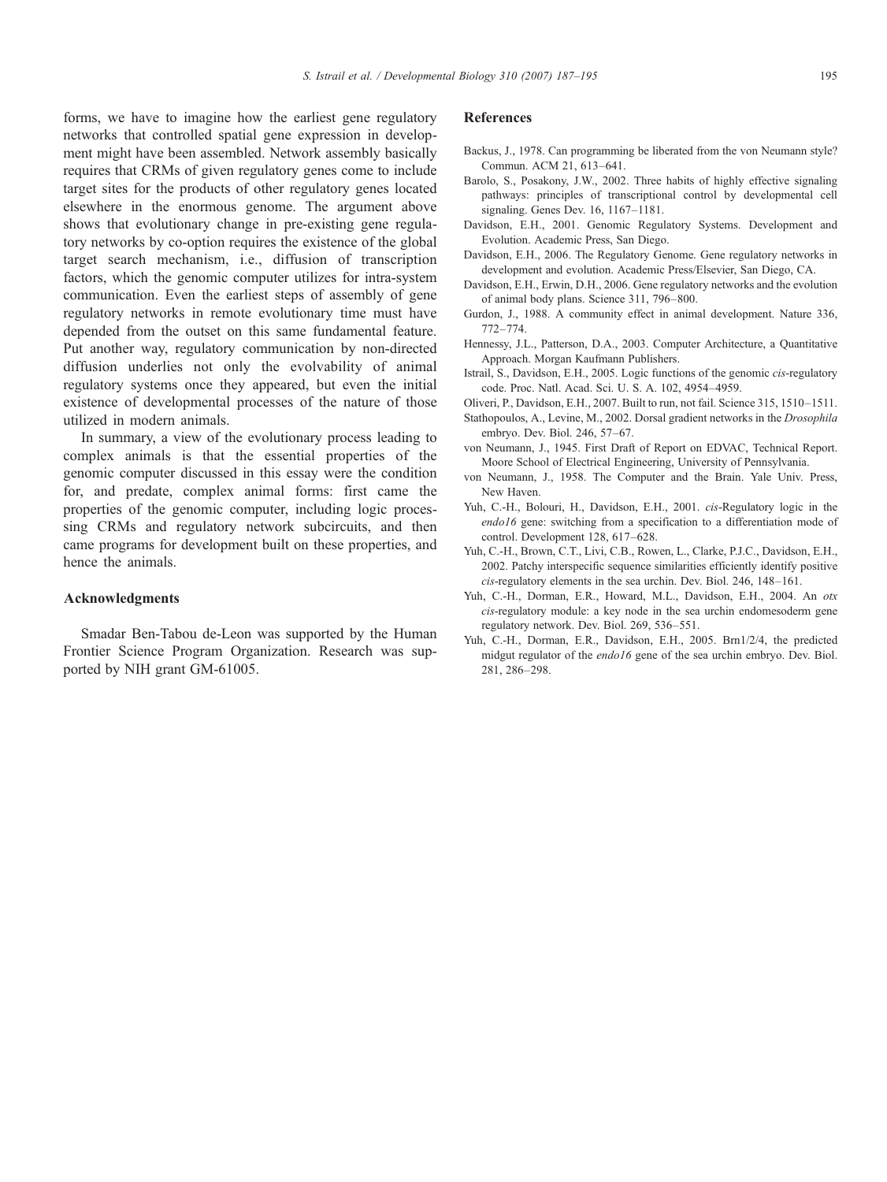forms, we have to imagine how the earliest gene regulatory networks that controlled spatial gene expression in development might have been assembled. Network assembly basically requires that CRMs of given regulatory genes come to include target sites for the products of other regulatory genes located elsewhere in the enormous genome. The argument above shows that evolutionary change in pre-existing gene regulatory networks by co-option requires the existence of the global target search mechanism, i.e., diffusion of transcription factors, which the genomic computer utilizes for intra-system communication. Even the earliest steps of assembly of gene regulatory networks in remote evolutionary time must have depended from the outset on this same fundamental feature. Put another way, regulatory communication by non-directed diffusion underlies not only the evolvability of animal regulatory systems once they appeared, but even the initial existence of developmental processes of the nature of those utilized in modern animals.

In summary, a view of the evolutionary process leading to complex animals is that the essential properties of the genomic computer discussed in this essay were the condition for, and predate, complex animal forms: first came the properties of the genomic computer, including logic processing CRMs and regulatory network subcircuits, and then came programs for development built on these properties, and hence the animals.

## Acknowledgments

Smadar Ben-Tabou de-Leon was supported by the Human Frontier Science Program Organization. Research was supported by NIH grant GM-61005.

## References

Backus, J., 1978. Can programming be liberated from the von Neumann style? Commun. ACM 21, 613–641.

Barolo, S., Posakony, J.W., 2002. Three habits of highly effective signaling pathways: principles of transcriptional control by developmental cell signaling. Genes Dev. 16, 1167–1181.

Davidson, E.H., 2001. Genomic Regulatory Systems. Development and Evolution. Academic Press, San Diego.

Davidson, E.H., 2006. The Regulatory Genome. Gene regulatory networks in development and evolution. Academic Press/Elsevier, San Diego, CA.

Davidson, E.H., Erwin, D.H., 2006. Gene regulatory networks and the evolution of animal body plans. Science 311, 796–800.

Gurdon, J., 1988. A community effect in animal development. Nature 336, 772–774.

Hennessy, J.L., Patterson, D.A., 2003. Computer Architecture, a Quantitative Approach. Morgan Kaufmann Publishers.

Istrail, S., Davidson, E.H., 2005. Logic functions of the genomic *cis*-regulatory code. Proc. Natl. Acad. Sci. U. S. A. 102, 4954–4959.

Oliveri, P., Davidson, E.H., 2007. Built to run, not fail. Science 315, 1510–1511.

Stathopoulos, A., Levine, M., 2002. Dorsal gradient networks in the *Drosophila* embryo. Dev. Biol. 246, 57–67.

von Neumann, J., 1945. First Draft of Report on EDVAC, Technical Report. Moore School of Electrical Engineering, University of Pennsylvania.

von Neumann, J., 1958. The Computer and the Brain. Yale Univ. Press, New Haven.

Yuh, C.-H., Bolouri, H., Davidson, E.H., 2001. *cis*-Regulatory logic in the *endo16* gene: switching from a specification to a differentiation mode of control. Development 128, 617–628.

Yuh, C.-H., Brown, C.T., Livi, C.B., Rowen, L., Clarke, P.J.C., Davidson, E.H., 2002. Patchy interspecific sequence similarities efficiently identify positive *cis*-regulatory elements in the sea urchin. Dev. Biol. 246, 148–161.

Yuh, C.-H., Dorman, E.R., Howard, M.L., Davidson, E.H., 2004. An *otx* *cis*-regulatory module: a key node in the sea urchin endomesoderm gene regulatory network. Dev. Biol. 269, 536–551.

Yuh, C.-H., Dorman, E.R., Davidson, E.H., 2005. Brn1/2/4, the predicted midgut regulator of the *endo16* gene of the sea urchin embryo. Dev. Biol. 281, 286–298.